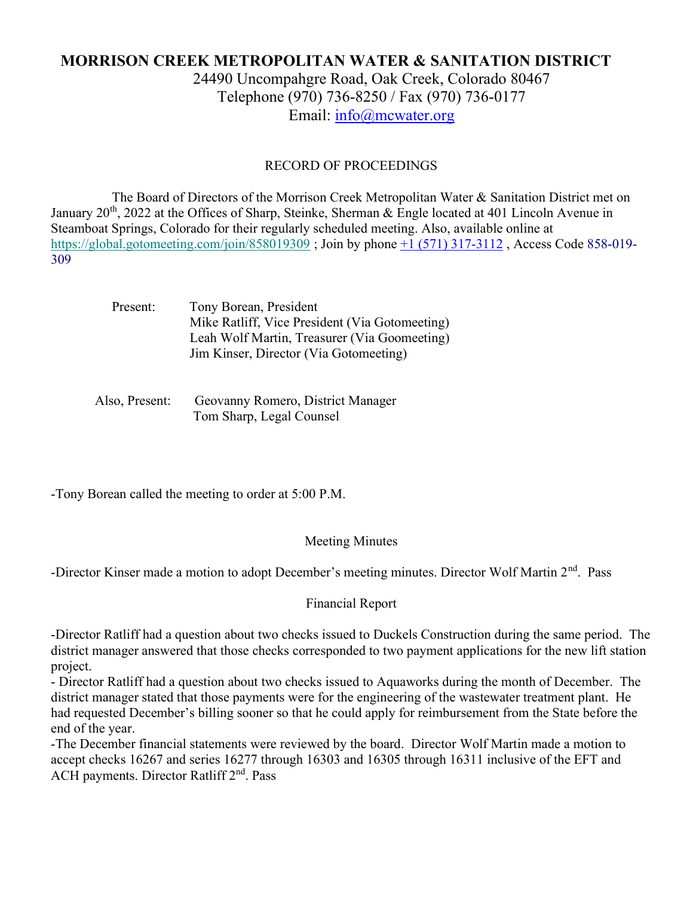# MORRISON CREEK METROPOLITAN WATER & SANITATION DISTRICT

24490 Uncompahgre Road, Oak Creek, Colorado 80467
Telephone (970) 736-8250 / Fax (970) 736-0177
Email: info@mcwater.org

RECORD OF PROCEEDINGS

The Board of Directors of the Morrison Creek Metropolitan Water & Sanitation District met on January 20th, 2022 at the Offices of Sharp, Steinke, Sherman & Engle located at 401 Lincoln Avenue in Steamboat Springs, Colorado for their regularly scheduled meeting. Also, available online at https://global.gotomeeting.com/join/858019309 ; Join by phone +1 (571) 317-3112 , Access Code 858-019-309

Present: Tony Borean, President
Mike Ratliff, Vice President (Via Gotomeeting)
Leah Wolf Martin, Treasurer (Via Goomeeting)
Jim Kinser, Director (Via Gotomeeting)

Also, Present: Geovanny Romero, District Manager
Tom Sharp, Legal Counsel

-Tony Borean called the meeting to order at 5:00 P.M.

Meeting Minutes

-Director Kinser made a motion to adopt December's meeting minutes. Director Wolf Martin 2nd. Pass

Financial Report

-Director Ratliff had a question about two checks issued to Duckels Construction during the same period. The district manager answered that those checks corresponded to two payment applications for the new lift station project.

- Director Ratliff had a question about two checks issued to Aquaworks during the month of December. The district manager stated that those payments were for the engineering of the wastewater treatment plant. He had requested December's billing sooner so that he could apply for reimbursement from the State before the end of the year.

-The December financial statements were reviewed by the board. Director Wolf Martin made a motion to accept checks 16267 and series 16277 through 16303 and 16305 through 16311 inclusive of the EFT and ACH payments. Director Ratliff 2nd. Pass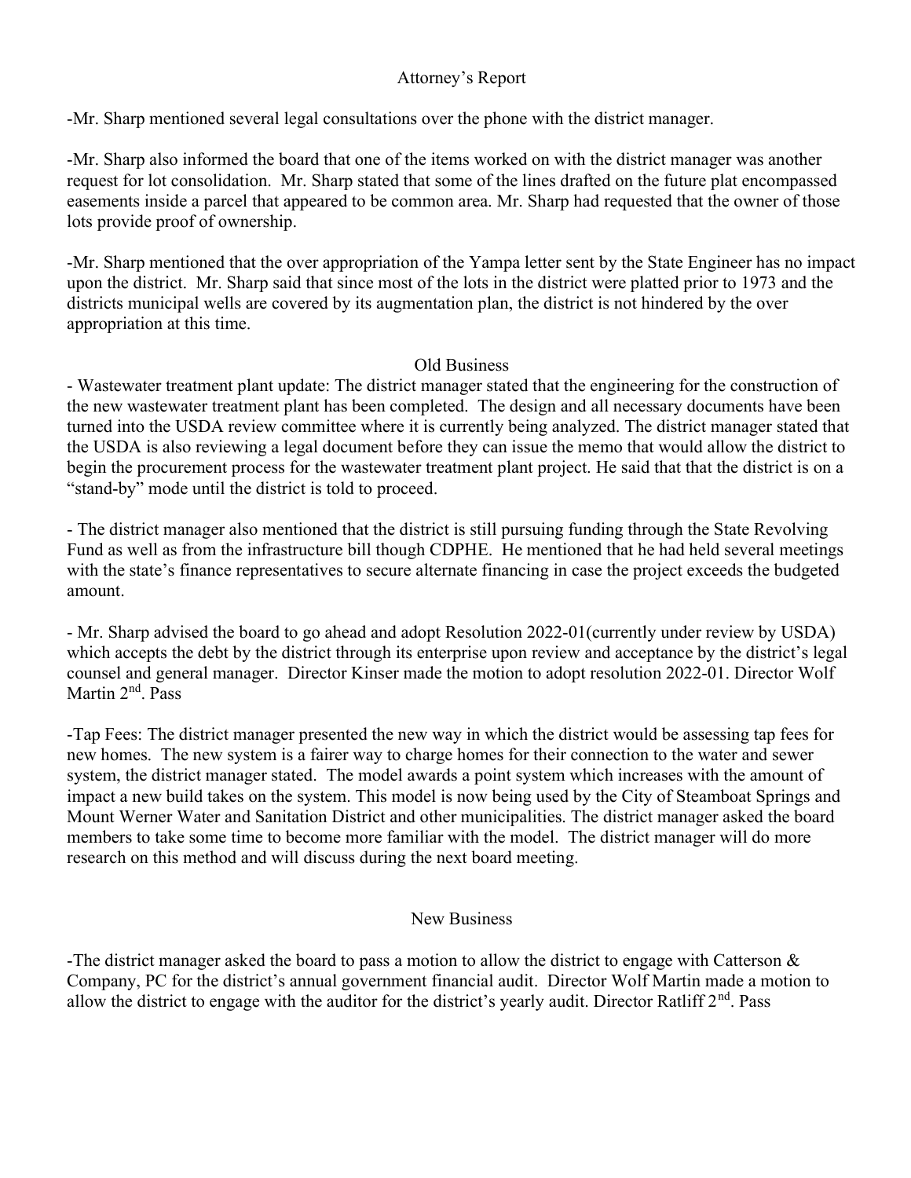## Attorney's Report

-Mr. Sharp mentioned several legal consultations over the phone with the district manager.

-Mr. Sharp also informed the board that one of the items worked on with the district manager was another request for lot consolidation. Mr. Sharp stated that some of the lines drafted on the future plat encompassed easements inside a parcel that appeared to be common area. Mr. Sharp had requested that the owner of those lots provide proof of ownership.

-Mr. Sharp mentioned that the over appropriation of the Yampa letter sent by the State Engineer has no impact upon the district. Mr. Sharp said that since most of the lots in the district were platted prior to 1973 and the districts municipal wells are covered by its augmentation plan, the district is not hindered by the over appropriation at this time.

## Old Business

- Wastewater treatment plant update: The district manager stated that the engineering for the construction of the new wastewater treatment plant has been completed. The design and all necessary documents have been turned into the USDA review committee where it is currently being analyzed. The district manager stated that the USDA is also reviewing a legal document before they can issue the memo that would allow the district to begin the procurement process for the wastewater treatment plant project. He said that that the district is on a "stand-by" mode until the district is told to proceed.

- The district manager also mentioned that the district is still pursuing funding through the State Revolving Fund as well as from the infrastructure bill though CDPHE. He mentioned that he had held several meetings with the state's finance representatives to secure alternate financing in case the project exceeds the budgeted amount.

- Mr. Sharp advised the board to go ahead and adopt Resolution 2022-01(currently under review by USDA) which accepts the debt by the district through its enterprise upon review and acceptance by the district's legal counsel and general manager. Director Kinser made the motion to adopt resolution 2022-01. Director Wolf Martin 2nd. Pass

-Tap Fees: The district manager presented the new way in which the district would be assessing tap fees for new homes. The new system is a fairer way to charge homes for their connection to the water and sewer system, the district manager stated. The model awards a point system which increases with the amount of impact a new build takes on the system. This model is now being used by the City of Steamboat Springs and Mount Werner Water and Sanitation District and other municipalities. The district manager asked the board members to take some time to become more familiar with the model. The district manager will do more research on this method and will discuss during the next board meeting.

## New Business

-The district manager asked the board to pass a motion to allow the district to engage with Catterson & Company, PC for the district's annual government financial audit. Director Wolf Martin made a motion to allow the district to engage with the auditor for the district's yearly audit. Director Ratliff 2nd. Pass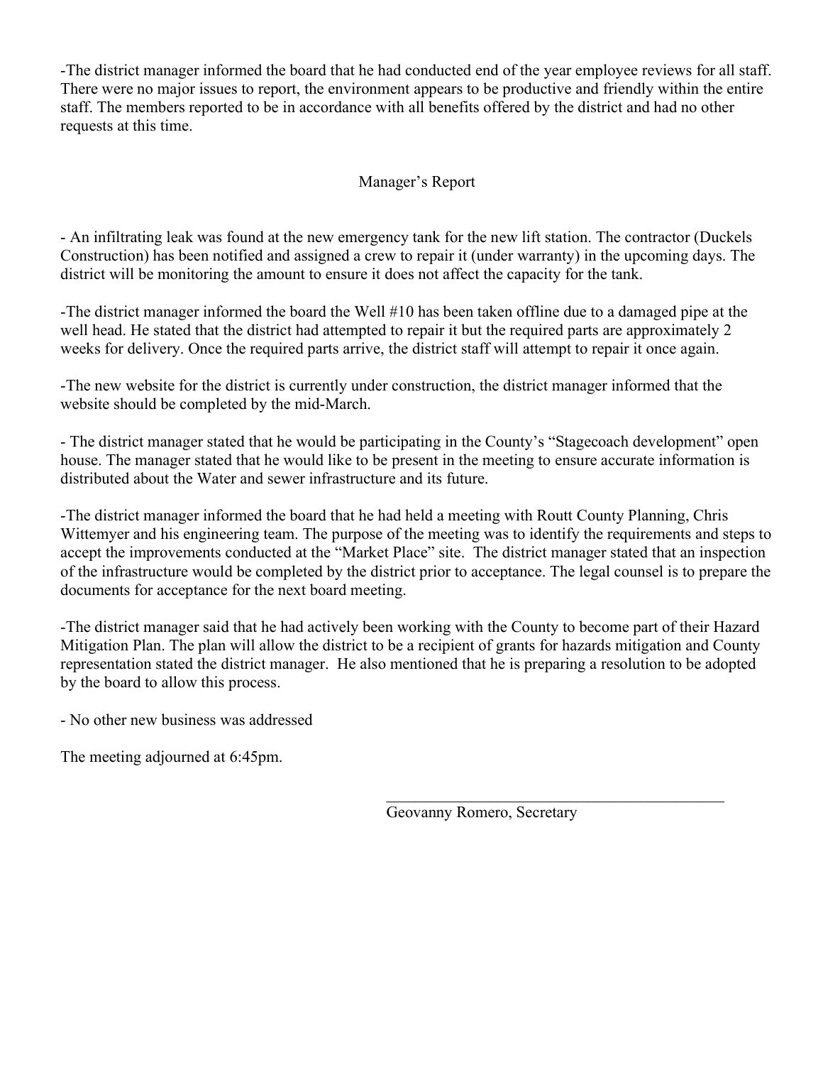-The district manager informed the board that he had conducted end of the year employee reviews for all staff. There were no major issues to report, the environment appears to be productive and friendly within the entire staff. The members reported to be in accordance with all benefits offered by the district and had no other requests at this time.

## Manager's Report

- An infiltrating leak was found at the new emergency tank for the new lift station. The contractor (Duckels Construction) has been notified and assigned a crew to repair it (under warranty) in the upcoming days. The district will be monitoring the amount to ensure it does not affect the capacity for the tank.

-The district manager informed the board the Well #10 has been taken offline due to a damaged pipe at the well head. He stated that the district had attempted to repair it but the required parts are approximately 2 weeks for delivery. Once the required parts arrive, the district staff will attempt to repair it once again.

-The new website for the district is currently under construction, the district manager informed that the website should be completed by the mid-March.

- The district manager stated that he would be participating in the County's "Stagecoach development" open house. The manager stated that he would like to be present in the meeting to ensure accurate information is distributed about the Water and sewer infrastructure and its future.

-The district manager informed the board that he had held a meeting with Routt County Planning, Chris Wittemyer and his engineering team. The purpose of the meeting was to identify the requirements and steps to accept the improvements conducted at the "Market Place" site. The district manager stated that an inspection of the infrastructure would be completed by the district prior to acceptance. The legal counsel is to prepare the documents for acceptance for the next board meeting.

-The district manager said that he had actively been working with the County to become part of their Hazard Mitigation Plan. The plan will allow the district to be a recipient of grants for hazards mitigation and County representation stated the district manager. He also mentioned that he is preparing a resolution to be adopted by the board to allow this process.

- No other new business was addressed

The meeting adjourned at 6:45pm.

\_\_\_\_\_\_\_\_\_\_\_\_\_\_\_\_\_\_\_\_\_\_\_\_\_\_\_\_\_\_\_\_\_\_\_\_\_\_\_\_

Geovanny Romero, Secretary